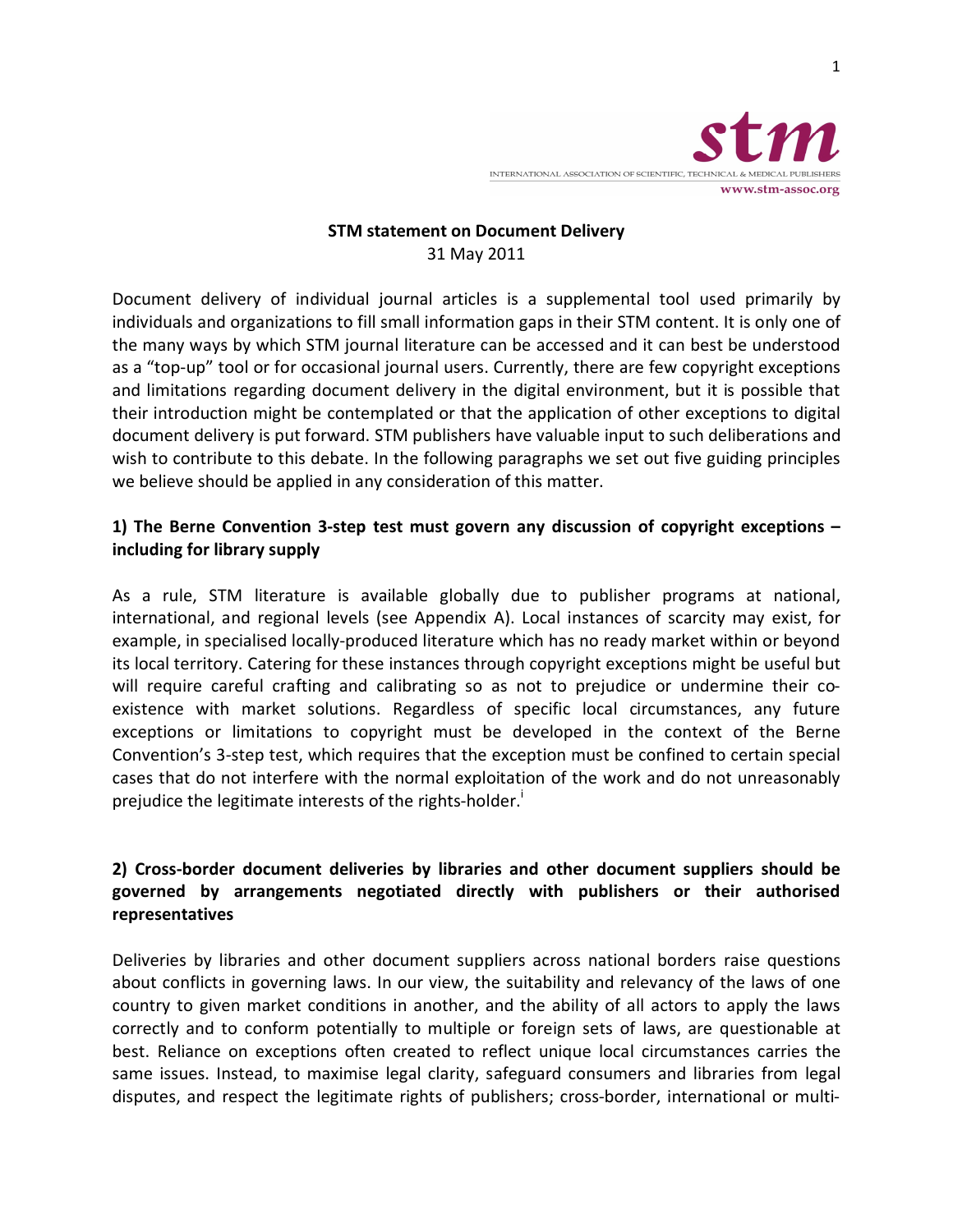**stm**
INTERNATIONAL ASSOCIATION OF SCIENTIFIC, TECHNICAL & MEDICAL PUBLISHERS
www.stm-assoc.org

# STM statement on Document Delivery

31 May 2011

Document delivery of individual journal articles is a supplemental tool used primarily by individuals and organizations to fill small information gaps in their STM content. It is only one of the many ways by which STM journal literature can be accessed and it can best be understood as a "top-up" tool or for occasional journal users. Currently, there are few copyright exceptions and limitations regarding document delivery in the digital environment, but it is possible that their introduction might be contemplated or that the application of other exceptions to digital document delivery is put forward. STM publishers have valuable input to such deliberations and wish to contribute to this debate. In the following paragraphs we set out five guiding principles we believe should be applied in any consideration of this matter.

## 1) The Berne Convention 3-step test must govern any discussion of copyright exceptions – including for library supply

As a rule, STM literature is available globally due to publisher programs at national, international, and regional levels (see Appendix A). Local instances of scarcity may exist, for example, in specialised locally-produced literature which has no ready market within or beyond its local territory. Catering for these instances through copyright exceptions might be useful but will require careful crafting and calibrating so as not to prejudice or undermine their co-existence with market solutions. Regardless of specific local circumstances, any future exceptions or limitations to copyright must be developed in the context of the Berne Convention's 3-step test, which requires that the exception must be confined to certain special cases that do not interfere with the normal exploitation of the work and do not unreasonably prejudice the legitimate interests of the rights-holder.[i]

## 2) Cross-border document deliveries by libraries and other document suppliers should be governed by arrangements negotiated directly with publishers or their authorised representatives

Deliveries by libraries and other document suppliers across national borders raise questions about conflicts in governing laws. In our view, the suitability and relevancy of the laws of one country to given market conditions in another, and the ability of all actors to apply the laws correctly and to conform potentially to multiple or foreign sets of laws, are questionable at best. Reliance on exceptions often created to reflect unique local circumstances carries the same issues. Instead, to maximise legal clarity, safeguard consumers and libraries from legal disputes, and respect the legitimate rights of publishers; cross-border, international or multi-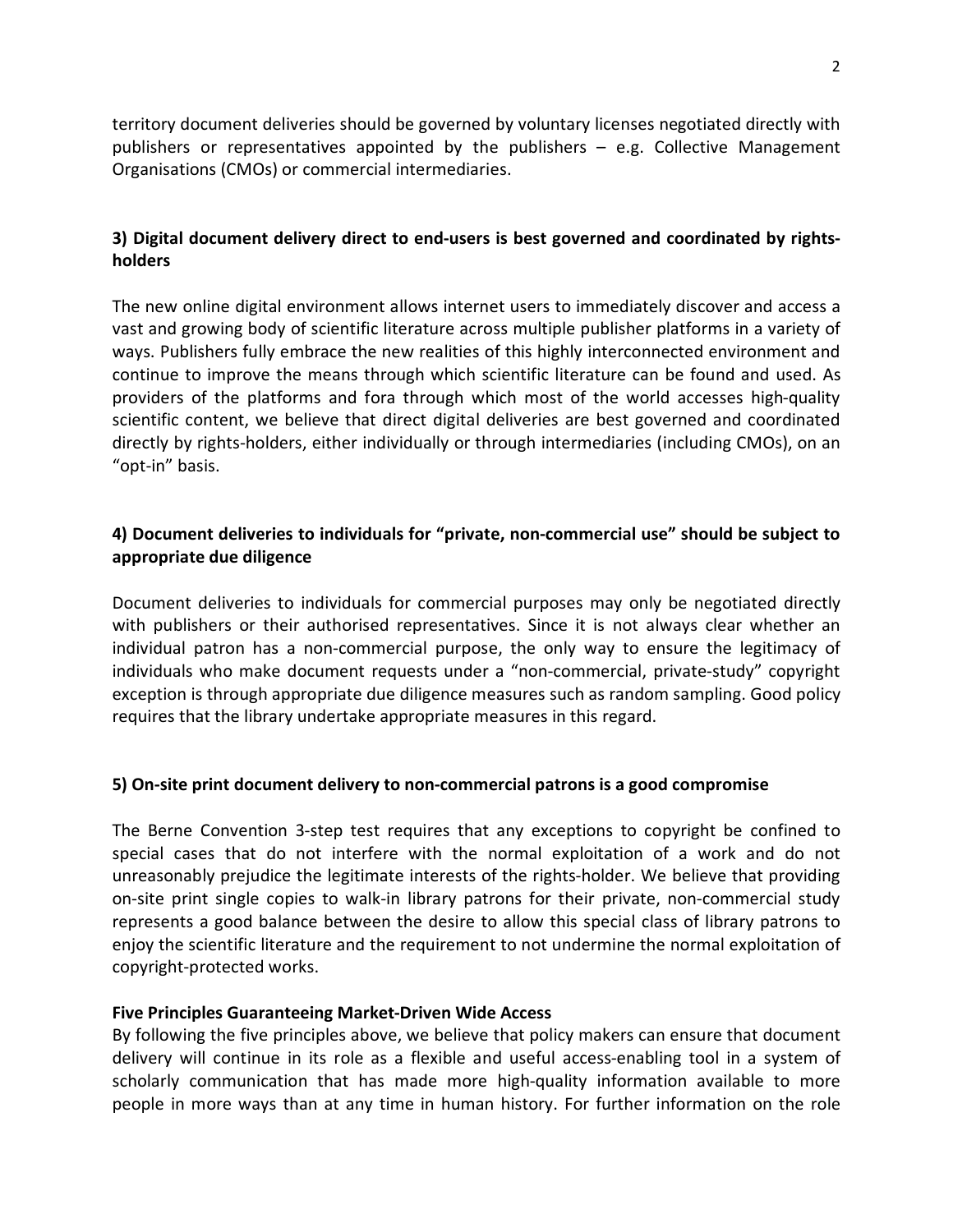territory document deliveries should be governed by voluntary licenses negotiated directly with publishers or representatives appointed by the publishers – e.g. Collective Management Organisations (CMOs) or commercial intermediaries.

### 3) Digital document delivery direct to end-users is best governed and coordinated by rights-holders

The new online digital environment allows internet users to immediately discover and access a vast and growing body of scientific literature across multiple publisher platforms in a variety of ways. Publishers fully embrace the new realities of this highly interconnected environment and continue to improve the means through which scientific literature can be found and used. As providers of the platforms and fora through which most of the world accesses high-quality scientific content, we believe that direct digital deliveries are best governed and coordinated directly by rights-holders, either individually or through intermediaries (including CMOs), on an "opt-in" basis.

### 4) Document deliveries to individuals for "private, non-commercial use" should be subject to appropriate due diligence

Document deliveries to individuals for commercial purposes may only be negotiated directly with publishers or their authorised representatives. Since it is not always clear whether an individual patron has a non-commercial purpose, the only way to ensure the legitimacy of individuals who make document requests under a "non-commercial, private-study" copyright exception is through appropriate due diligence measures such as random sampling. Good policy requires that the library undertake appropriate measures in this regard.

### 5) On-site print document delivery to non-commercial patrons is a good compromise

The Berne Convention 3-step test requires that any exceptions to copyright be confined to special cases that do not interfere with the normal exploitation of a work and do not unreasonably prejudice the legitimate interests of the rights-holder. We believe that providing on-site print single copies to walk-in library patrons for their private, non-commercial study represents a good balance between the desire to allow this special class of library patrons to enjoy the scientific literature and the requirement to not undermine the normal exploitation of copyright-protected works.

### Five Principles Guaranteeing Market-Driven Wide Access

By following the five principles above, we believe that policy makers can ensure that document delivery will continue in its role as a flexible and useful access-enabling tool in a system of scholarly communication that has made more high-quality information available to more people in more ways than at any time in human history. For further information on the role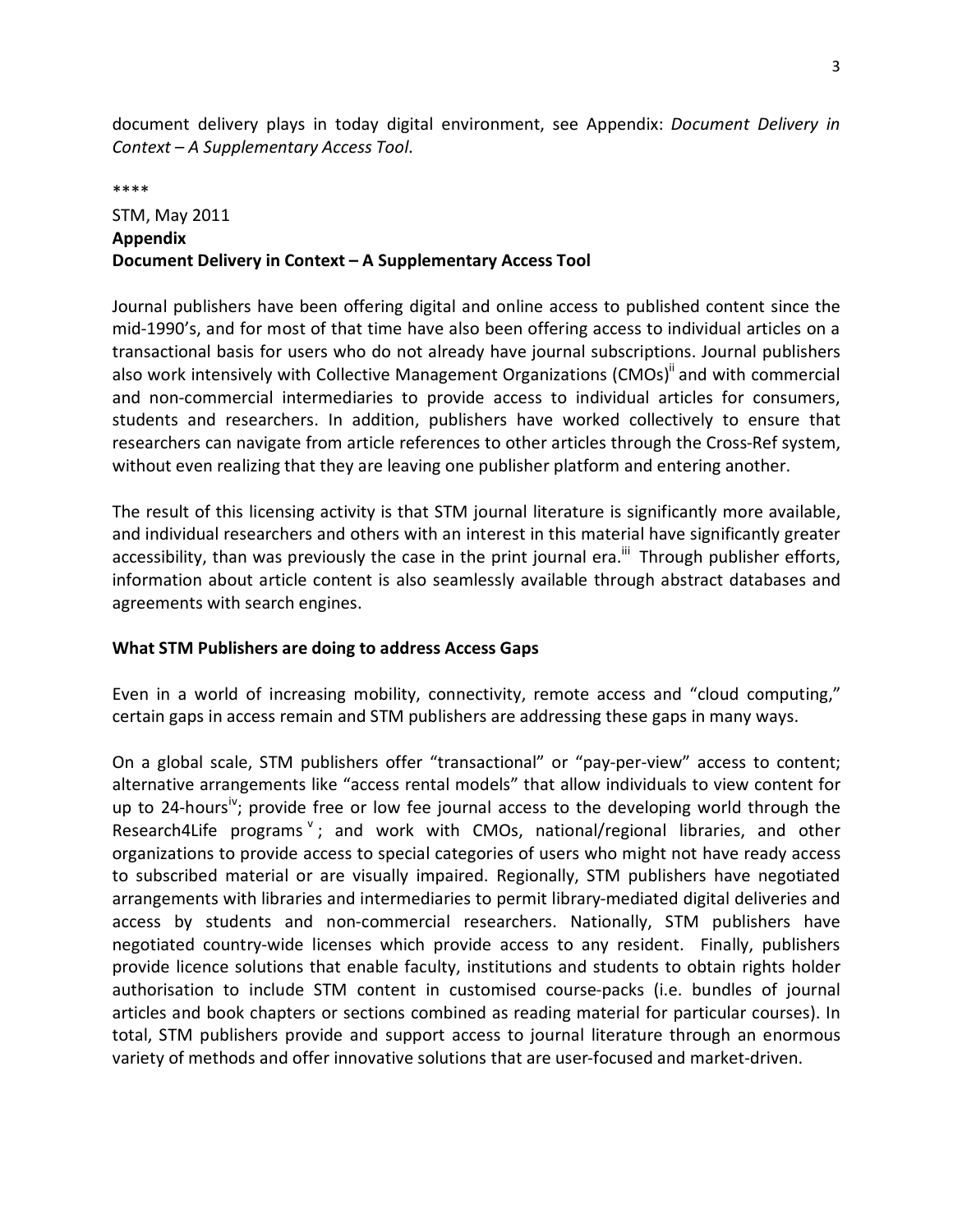document delivery plays in today digital environment, see Appendix: *Document Delivery in Context – A Supplementary Access Tool*.

****

STM, May 2011

**Appendix**

**Document Delivery in Context – A Supplementary Access Tool**

Journal publishers have been offering digital and online access to published content since the mid-1990's, and for most of that time have also been offering access to individual articles on a transactional basis for users who do not already have journal subscriptions. Journal publishers also work intensively with Collective Management Organizations (CMOs)[ii] and with commercial and non-commercial intermediaries to provide access to individual articles for consumers, students and researchers. In addition, publishers have worked collectively to ensure that researchers can navigate from article references to other articles through the Cross-Ref system, without even realizing that they are leaving one publisher platform and entering another.

The result of this licensing activity is that STM journal literature is significantly more available, and individual researchers and others with an interest in this material have significantly greater accessibility, than was previously the case in the print journal era.[iii] Through publisher efforts, information about article content is also seamlessly available through abstract databases and agreements with search engines.

**What STM Publishers are doing to address Access Gaps**

Even in a world of increasing mobility, connectivity, remote access and "cloud computing," certain gaps in access remain and STM publishers are addressing these gaps in many ways.

On a global scale, STM publishers offer "transactional" or "pay-per-view" access to content; alternative arrangements like "access rental models" that allow individuals to view content for up to 24-hours[iv]; provide free or low fee journal access to the developing world through the Research4Life programs[v]; and work with CMOs, national/regional libraries, and other organizations to provide access to special categories of users who might not have ready access to subscribed material or are visually impaired. Regionally, STM publishers have negotiated arrangements with libraries and intermediaries to permit library-mediated digital deliveries and access by students and non-commercial researchers. Nationally, STM publishers have negotiated country-wide licenses which provide access to any resident. Finally, publishers provide licence solutions that enable faculty, institutions and students to obtain rights holder authorisation to include STM content in customised course-packs (i.e. bundles of journal articles and book chapters or sections combined as reading material for particular courses). In total, STM publishers provide and support access to journal literature through an enormous variety of methods and offer innovative solutions that are user-focused and market-driven.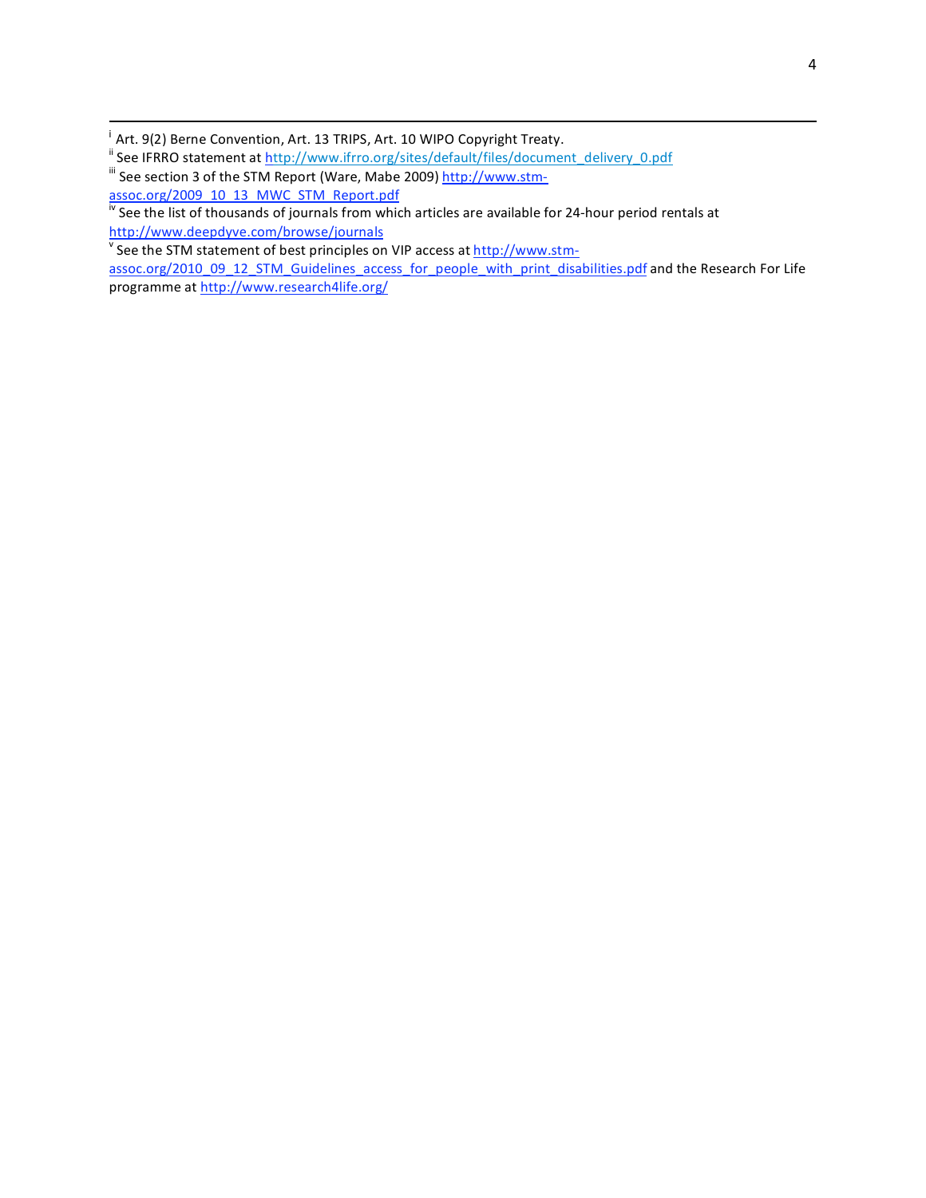[i] Art. 9(2) Berne Convention, Art. 13 TRIPS, Art. 10 WIPO Copyright Treaty.

[ii] See IFRRO statement at http://www.ifrro.org/sites/default/files/document_delivery_0.pdf

[iii] See section 3 of the STM Report (Ware, Mabe 2009) http://www.stm-assoc.org/2009_10_13_MWC_STM_Report.pdf

[iv] See the list of thousands of journals from which articles are available for 24-hour period rentals at http://www.deepdyve.com/browse/journals

[v] See the STM statement of best principles on VIP access at http://www.stm-assoc.org/2010_09_12_STM_Guidelines_access_for_people_with_print_disabilities.pdf and the Research For Life programme at http://www.research4life.org/